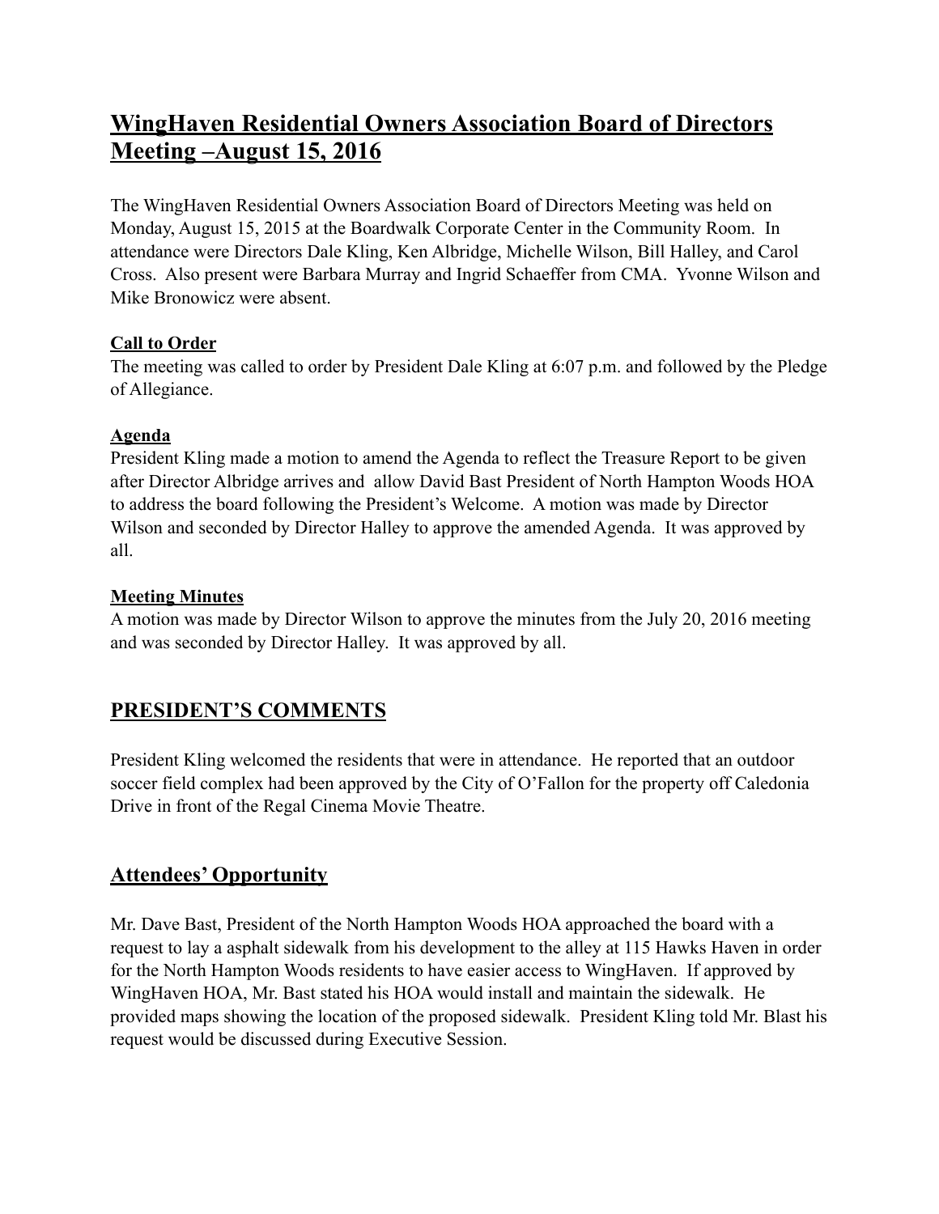# WingHaven Residential Owners Association Board of Directors Meeting –August 15, 2016

The WingHaven Residential Owners Association Board of Directors Meeting was held on Monday, August 15, 2015 at the Boardwalk Corporate Center in the Community Room. In attendance were Directors Dale Kling, Ken Albridge, Michelle Wilson, Bill Halley, and Carol Cross. Also present were Barbara Murray and Ingrid Schaeffer from CMA. Yvonne Wilson and Mike Bronowicz were absent.

**Call to Order**

The meeting was called to order by President Dale Kling at 6:07 p.m. and followed by the Pledge of Allegiance.

**Agenda**

President Kling made a motion to amend the Agenda to reflect the Treasure Report to be given after Director Albridge arrives and allow David Bast President of North Hampton Woods HOA to address the board following the President's Welcome. A motion was made by Director Wilson and seconded by Director Halley to approve the amended Agenda. It was approved by all.

**Meeting Minutes**

A motion was made by Director Wilson to approve the minutes from the July 20, 2016 meeting and was seconded by Director Halley. It was approved by all.

## PRESIDENT'S COMMENTS

President Kling welcomed the residents that were in attendance. He reported that an outdoor soccer field complex had been approved by the City of O'Fallon for the property off Caledonia Drive in front of the Regal Cinema Movie Theatre.

## Attendees' Opportunity

Mr. Dave Bast, President of the North Hampton Woods HOA approached the board with a request to lay a asphalt sidewalk from his development to the alley at 115 Hawks Haven in order for the North Hampton Woods residents to have easier access to WingHaven. If approved by WingHaven HOA, Mr. Bast stated his HOA would install and maintain the sidewalk. He provided maps showing the location of the proposed sidewalk. President Kling told Mr. Blast his request would be discussed during Executive Session.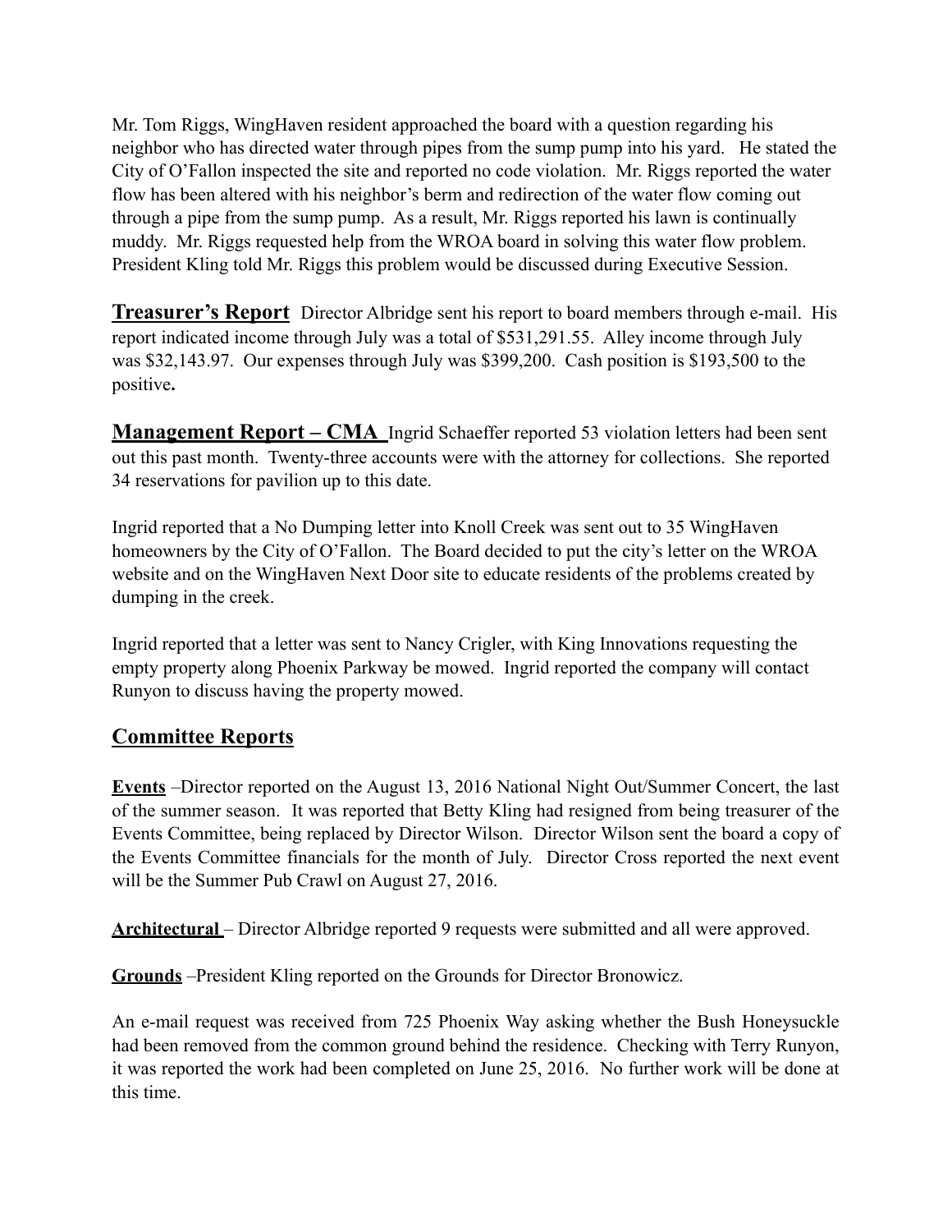Mr. Tom Riggs, WingHaven resident approached the board with a question regarding his neighbor who has directed water through pipes from the sump pump into his yard. He stated the City of O'Fallon inspected the site and reported no code violation. Mr. Riggs reported the water flow has been altered with his neighbor's berm and redirection of the water flow coming out through a pipe from the sump pump. As a result, Mr. Riggs reported his lawn is continually muddy. Mr. Riggs requested help from the WROA board in solving this water flow problem. President Kling told Mr. Riggs this problem would be discussed during Executive Session.

**Treasurer's Report** Director Albridge sent his report to board members through e-mail. His report indicated income through July was a total of $531,291.55. Alley income through July was $32,143.97. Our expenses through July was $399,200. Cash position is $193,500 to the positive**.**

**Management Report – CMA** Ingrid Schaeffer reported 53 violation letters had been sent out this past month. Twenty-three accounts were with the attorney for collections. She reported 34 reservations for pavilion up to this date.

Ingrid reported that a No Dumping letter into Knoll Creek was sent out to 35 WingHaven homeowners by the City of O'Fallon. The Board decided to put the city's letter on the WROA website and on the WingHaven Next Door site to educate residents of the problems created by dumping in the creek.

Ingrid reported that a letter was sent to Nancy Crigler, with King Innovations requesting the empty property along Phoenix Parkway be mowed. Ingrid reported the company will contact Runyon to discuss having the property mowed.

## Committee Reports

**Events** –Director reported on the August 13, 2016 National Night Out/Summer Concert, the last of the summer season. It was reported that Betty Kling had resigned from being treasurer of the Events Committee, being replaced by Director Wilson. Director Wilson sent the board a copy of the Events Committee financials for the month of July. Director Cross reported the next event will be the Summer Pub Crawl on August 27, 2016.

**Architectural** – Director Albridge reported 9 requests were submitted and all were approved.

**Grounds** –President Kling reported on the Grounds for Director Bronowicz.

An e-mail request was received from 725 Phoenix Way asking whether the Bush Honeysuckle had been removed from the common ground behind the residence. Checking with Terry Runyon, it was reported the work had been completed on June 25, 2016. No further work will be done at this time.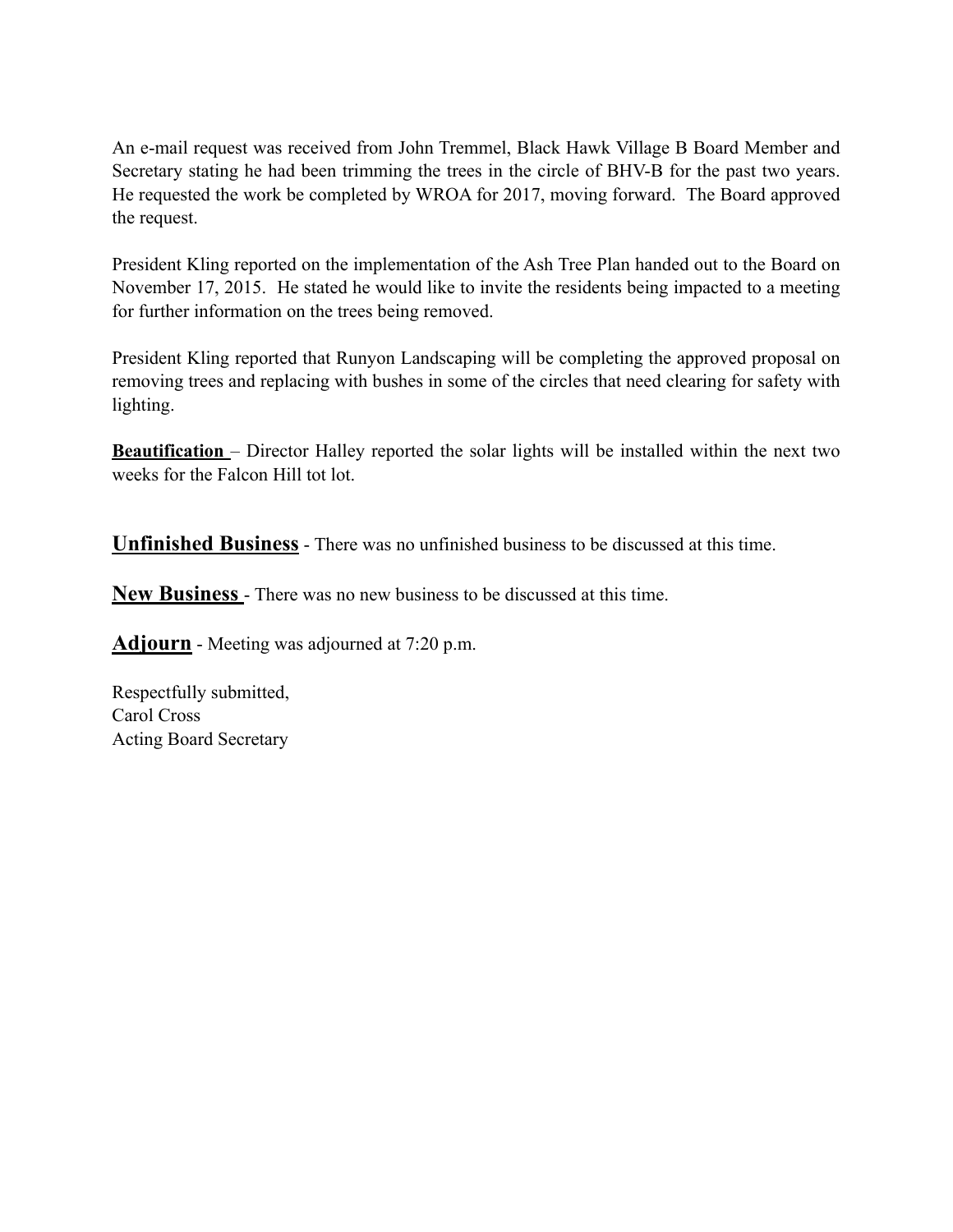An e-mail request was received from John Tremmel, Black Hawk Village B Board Member and Secretary stating he had been trimming the trees in the circle of BHV-B for the past two years. He requested the work be completed by WROA for 2017, moving forward. The Board approved the request.

President Kling reported on the implementation of the Ash Tree Plan handed out to the Board on November 17, 2015. He stated he would like to invite the residents being impacted to a meeting for further information on the trees being removed.

President Kling reported that Runyon Landscaping will be completing the approved proposal on removing trees and replacing with bushes in some of the circles that need clearing for safety with lighting.

**Beautification** – Director Halley reported the solar lights will be installed within the next two weeks for the Falcon Hill tot lot.

**Unfinished Business** - There was no unfinished business to be discussed at this time.

**New Business** - There was no new business to be discussed at this time.

**Adjourn** - Meeting was adjourned at 7:20 p.m.

Respectfully submitted,
Carol Cross
Acting Board Secretary